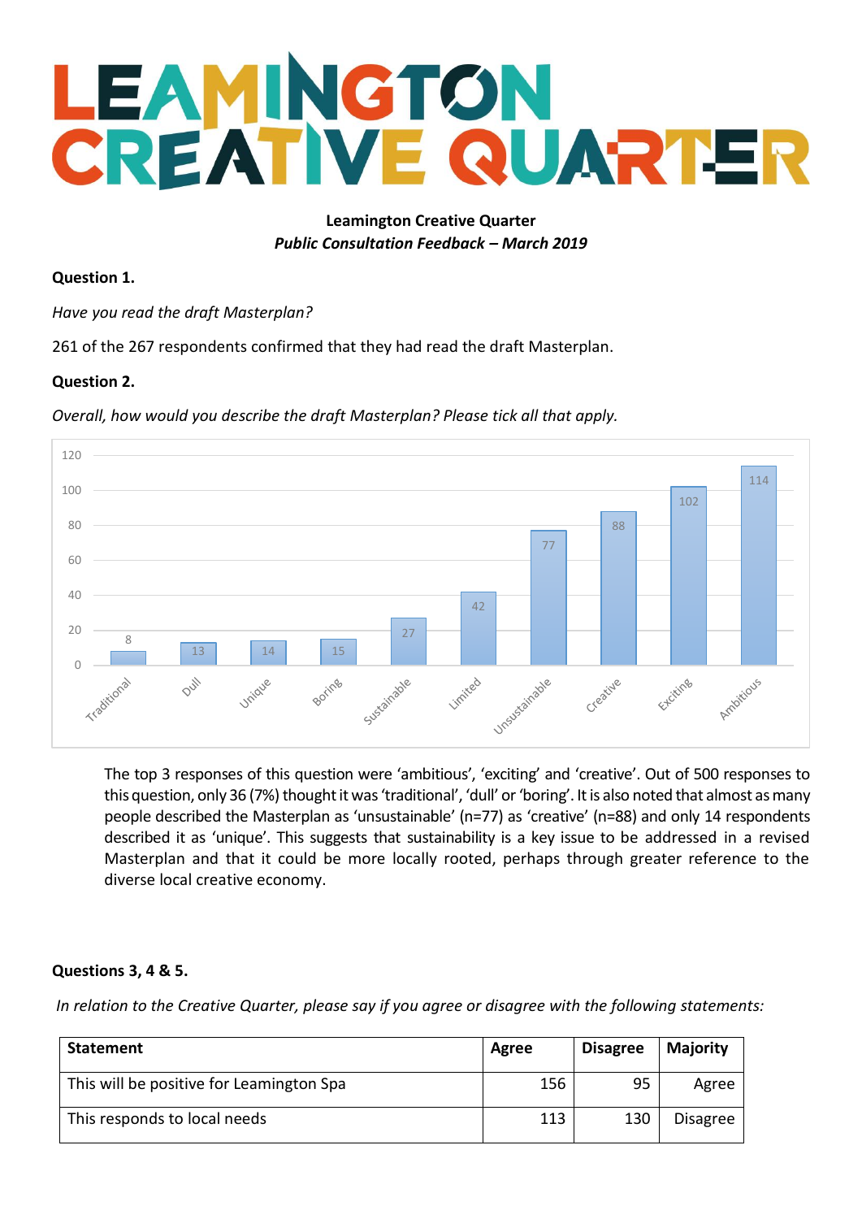# LEAMINGTON CREATIVE QUARTER

**Leamington Creative Quarter**
***Public Consultation Feedback – March 2019***

**Question 1.**

*Have you read the draft Masterplan?*

261 of the 267 respondents confirmed that they had read the draft Masterplan.

**Question 2.**

*Overall, how would you describe the draft Masterplan? Please tick all that apply.*

| Response | Count |
|---|---|
| Traditional | 8 |
| Dull | 13 |
| Unique | 14 |
| Boring | 15 |
| Sustainable | 27 |
| Limited | 42 |
| Unsustainable | 77 |
| Creative | 88 |
| Exciting | 102 |
| Ambitious | 114 |

The top 3 responses of this question were 'ambitious', 'exciting' and 'creative'. Out of 500 responses to this question, only 36 (7%) thought it was 'traditional', 'dull' or 'boring'. It is also noted that almost as many people described the Masterplan as 'unsustainable' (n=77) as 'creative' (n=88) and only 14 respondents described it as 'unique'. This suggests that sustainability is a key issue to be addressed in a revised Masterplan and that it could be more locally rooted, perhaps through greater reference to the diverse local creative economy.

**Questions 3, 4 & 5.**

*In relation to the Creative Quarter, please say if you agree or disagree with the following statements:*

| Statement | Agree | Disagree | Majority |
|---|---|---|---|
| This will be positive for Leamington Spa | 156 | 95 | Agree |
| This responds to local needs | 113 | 130 | Disagree |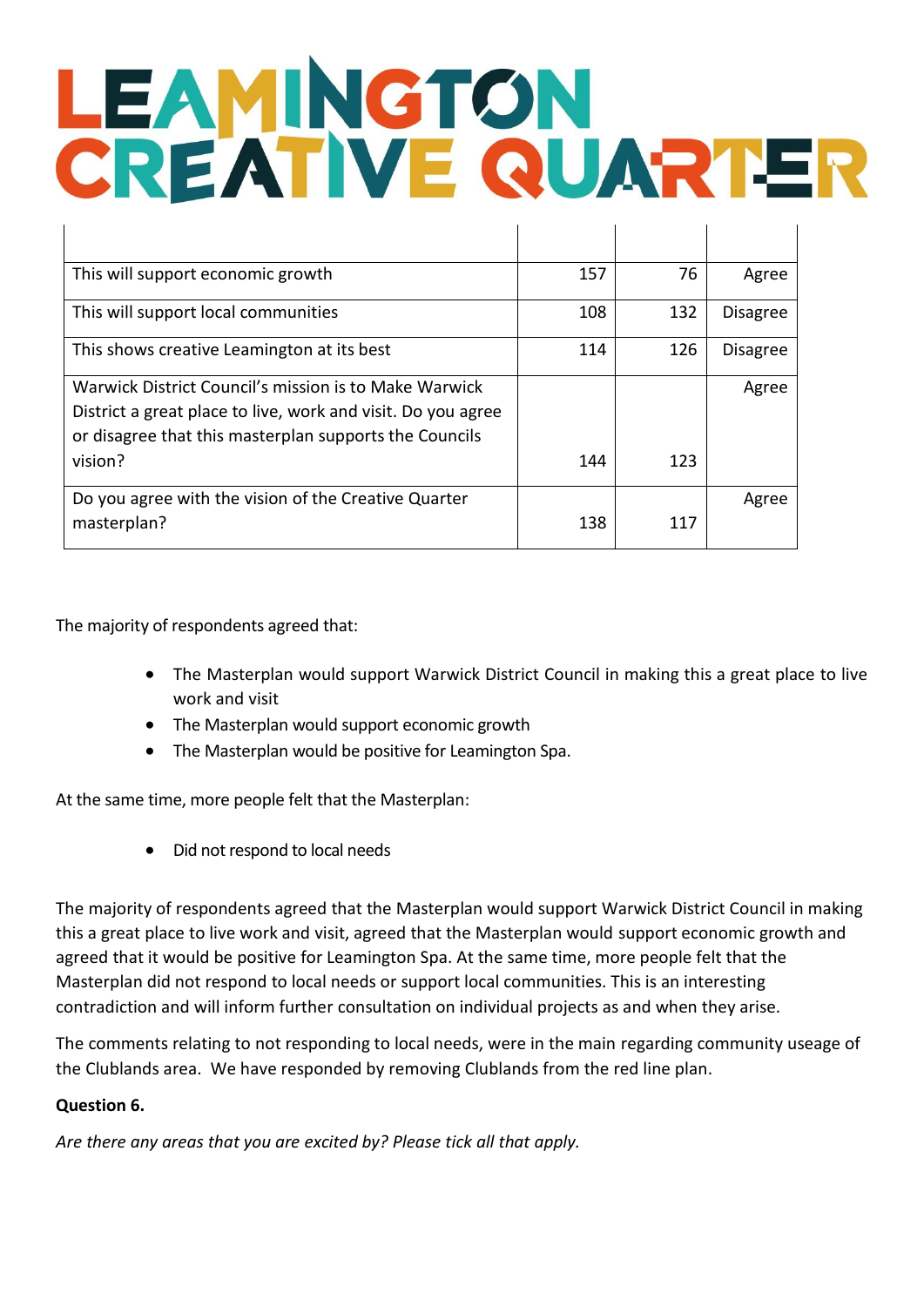# LEAMINGTON CREATIVE QUARTER

| | | | |
|---|---|---|---|
| This will support economic growth | 157 | 76 | Agree |
| This will support local communities | 108 | 132 | Disagree |
| This shows creative Leamington at its best | 114 | 126 | Disagree |
| Warwick District Council's mission is to Make Warwick District a great place to live, work and visit. Do you agree or disagree that this masterplan supports the Councils vision? | 144 | 123 | Agree |
| Do you agree with the vision of the Creative Quarter masterplan? | 138 | 117 | Agree |

The majority of respondents agreed that:

- The Masterplan would support Warwick District Council in making this a great place to live work and visit
- The Masterplan would support economic growth
- The Masterplan would be positive for Leamington Spa.

At the same time, more people felt that the Masterplan:

- Did not respond to local needs

The majority of respondents agreed that the Masterplan would support Warwick District Council in making this a great place to live work and visit, agreed that the Masterplan would support economic growth and agreed that it would be positive for Leamington Spa. At the same time, more people felt that the Masterplan did not respond to local needs or support local communities. This is an interesting contradiction and will inform further consultation on individual projects as and when they arise.

The comments relating to not responding to local needs, were in the main regarding community useage of the Clublands area. We have responded by removing Clublands from the red line plan.

**Question 6.**

*Are there any areas that you are excited by? Please tick all that apply.*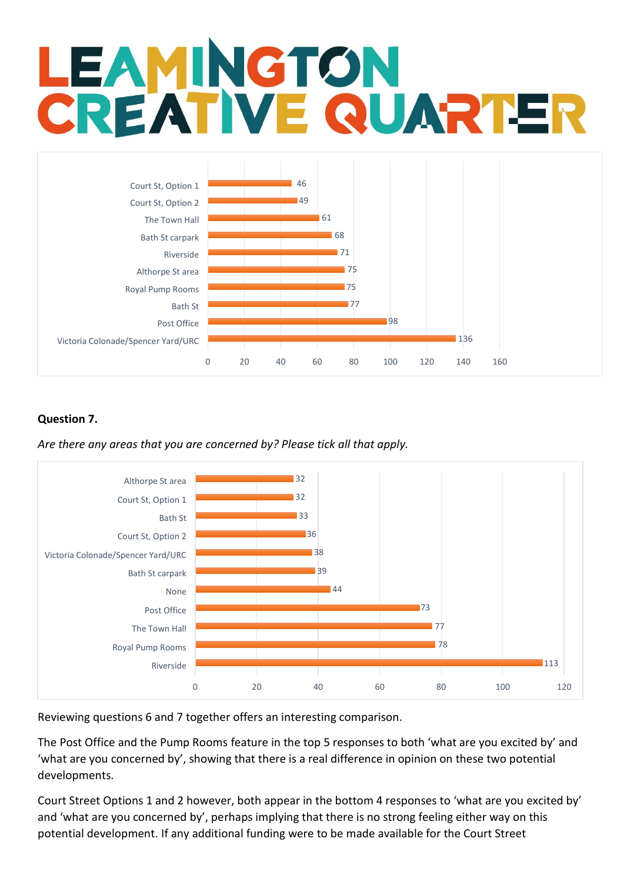# LEAMINGTON CREATIVE QUARTER

| Area | Responses |
|---|---|
| Court St, Option 1 | 46 |
| Court St, Option 2 | 49 |
| The Town Hall | 61 |
| Bath St carpark | 68 |
| Riverside | 71 |
| Althorpe St area | 75 |
| Royal Pump Rooms | 75 |
| Bath St | 77 |
| Post Office | 98 |
| Victoria Colonade/Spencer Yard/URC | 136 |

**Question 7.**

*Are there any areas that you are concerned by? Please tick all that apply.*

| Area | Responses |
|---|---|
| Althorpe St area | 32 |
| Court St, Option 1 | 32 |
| Bath St | 33 |
| Court St, Option 2 | 36 |
| Victoria Colonade/Spencer Yard/URC | 38 |
| Bath St carpark | 39 |
| None | 44 |
| Post Office | 73 |
| The Town Hall | 77 |
| Royal Pump Rooms | 78 |
| Riverside | 113 |

Reviewing questions 6 and 7 together offers an interesting comparison.

The Post Office and the Pump Rooms feature in the top 5 responses to both 'what are you excited by' and 'what are you concerned by', showing that there is a real difference in opinion on these two potential developments.

Court Street Options 1 and 2 however, both appear in the bottom 4 responses to 'what are you excited by' and 'what are you concerned by', perhaps implying that there is no strong feeling either way on this potential development. If any additional funding were to be made available for the Court Street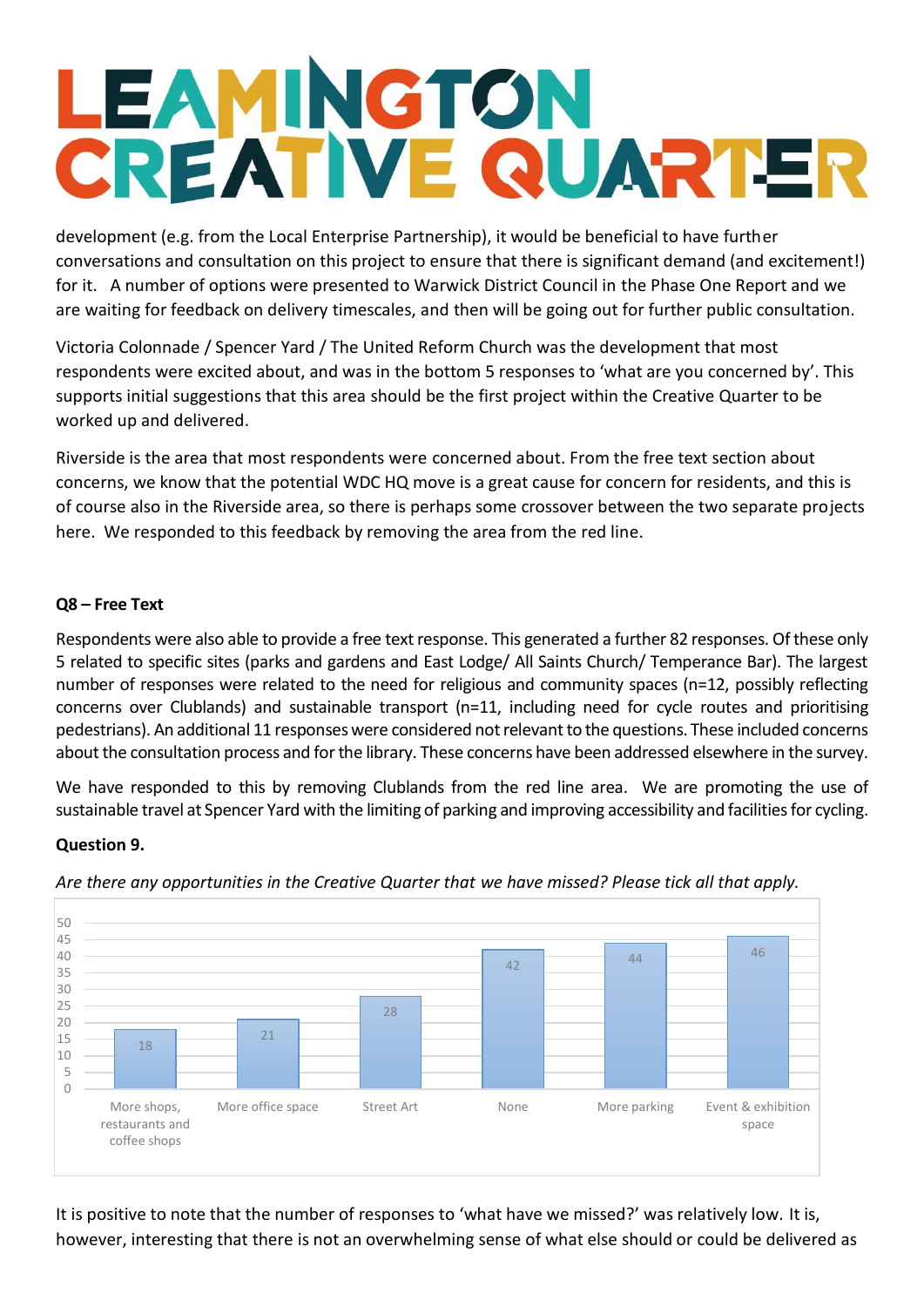development (e.g. from the Local Enterprise Partnership), it would be beneficial to have further conversations and consultation on this project to ensure that there is significant demand (and excitement!) for it. A number of options were presented to Warwick District Council in the Phase One Report and we are waiting for feedback on delivery timescales, and then will be going out for further public consultation.

Victoria Colonnade / Spencer Yard / The United Reform Church was the development that most respondents were excited about, and was in the bottom 5 responses to 'what are you concerned by'. This supports initial suggestions that this area should be the first project within the Creative Quarter to be worked up and delivered.

Riverside is the area that most respondents were concerned about. From the free text section about concerns, we know that the potential WDC HQ move is a great cause for concern for residents, and this is of course also in the Riverside area, so there is perhaps some crossover between the two separate projects here. We responded to this feedback by removing the area from the red line.

**Q8 – Free Text**

Respondents were also able to provide a free text response. This generated a further 82 responses. Of these only 5 related to specific sites (parks and gardens and East Lodge/ All Saints Church/ Temperance Bar). The largest number of responses were related to the need for religious and community spaces (n=12, possibly reflecting concerns over Clublands) and sustainable transport (n=11, including need for cycle routes and prioritising pedestrians). An additional 11 responses were considered not relevant to the questions. These included concerns about the consultation process and for the library. These concerns have been addressed elsewhere in the survey.

We have responded to this by removing Clublands from the red line area. We are promoting the use of sustainable travel at Spencer Yard with the limiting of parking and improving accessibility and facilities for cycling.

**Question 9.**

*Are there any opportunities in the Creative Quarter that we have missed? Please tick all that apply.*

| Option | Responses |
|---|---|
| More shops, restaurants and coffee shops | 18 |
| More office space | 21 |
| Street Art | 28 |
| None | 42 |
| More parking | 44 |
| Event & exhibition space | 46 |

It is positive to note that the number of responses to 'what have we missed?' was relatively low. It is, however, interesting that there is not an overwhelming sense of what else should or could be delivered as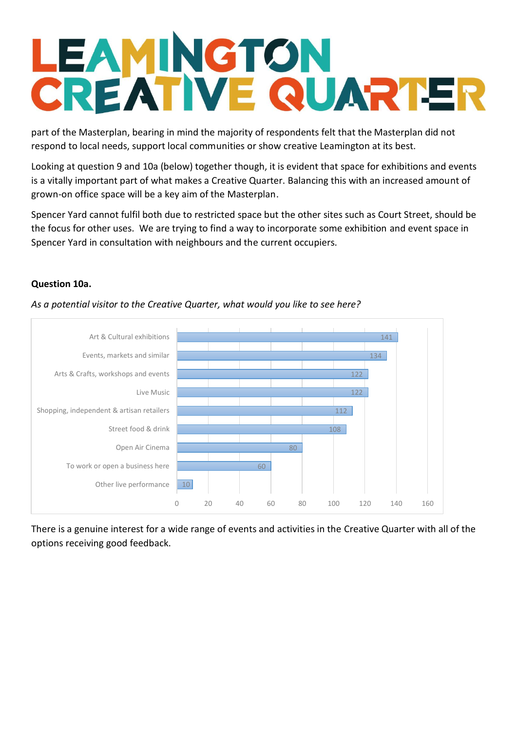part of the Masterplan, bearing in mind the majority of respondents felt that the Masterplan did not respond to local needs, support local communities or show creative Leamington at its best.

Looking at question 9 and 10a (below) together though, it is evident that space for exhibitions and events is a vitally important part of what makes a Creative Quarter. Balancing this with an increased amount of grown-on office space will be a key aim of the Masterplan.

Spencer Yard cannot fulfil both due to restricted space but the other sites such as Court Street, should be the focus for other uses. We are trying to find a way to incorporate some exhibition and event space in Spencer Yard in consultation with neighbours and the current occupiers.

**Question 10a.**

*As a potential visitor to the Creative Quarter, what would you like to see here?*

| Option | Responses |
| --- | --- |
| Art & Cultural exhibitions | 141 |
| Events, markets and similar | 134 |
| Arts & Crafts, workshops and events | 122 |
| Live Music | 122 |
| Shopping, independent & artisan retailers | 112 |
| Street food & drink | 108 |
| Open Air Cinema | 80 |
| To work or open a business here | 60 |
| Other live performance | 10 |

There is a genuine interest for a wide range of events and activities in the Creative Quarter with all of the options receiving good feedback.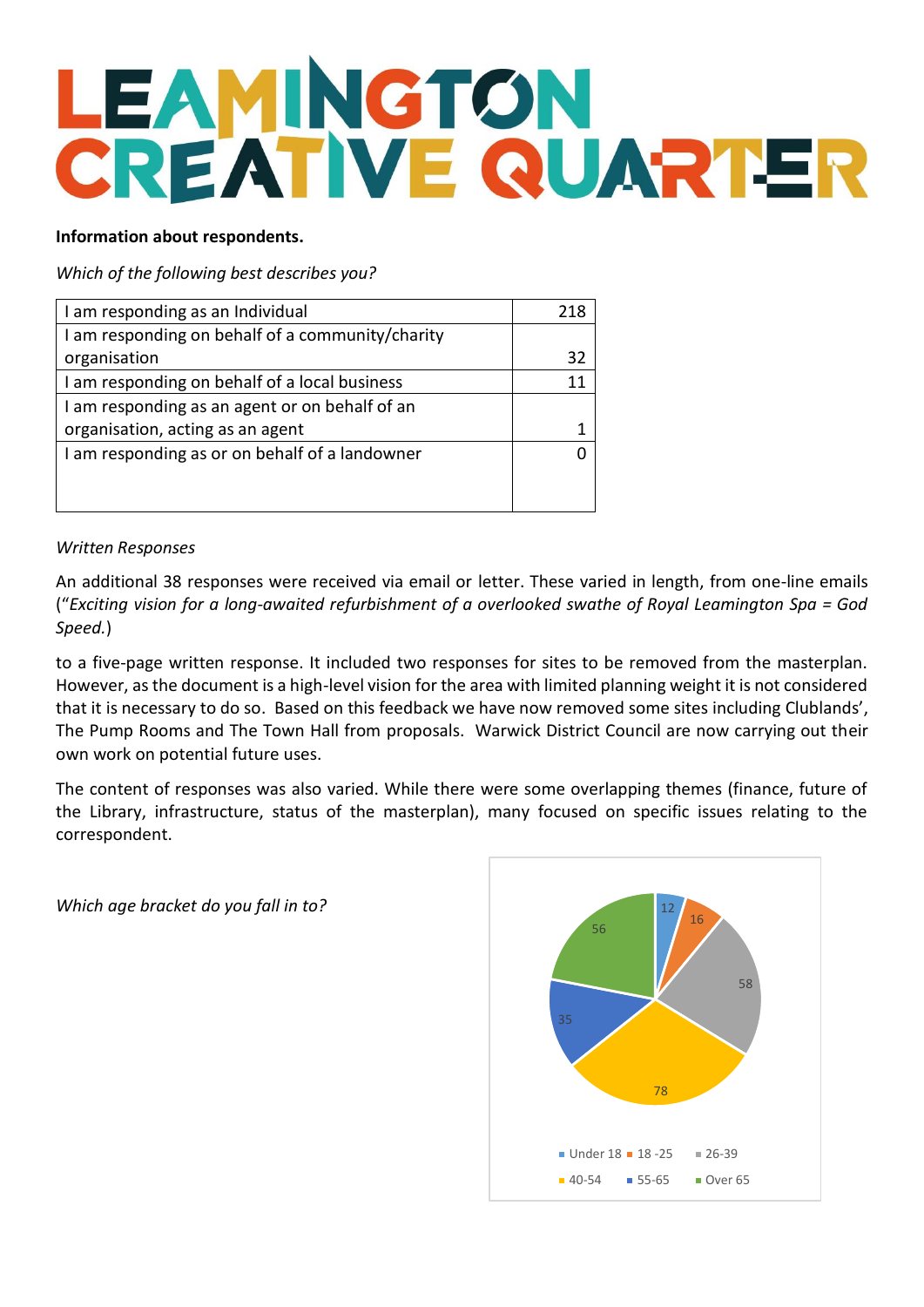# LEAMINGTON CREATIVE QUARTER

**Information about respondents.**

*Which of the following best describes you?*

| | |
|---|---|
| I am responding as an Individual | 218 |
| I am responding on behalf of a community/charity organisation | 32 |
| I am responding on behalf of a local business | 11 |
| I am responding as an agent or on behalf of an organisation, acting as an agent | 1 |
| I am responding as or on behalf of a landowner | 0 |

*Written Responses*

An additional 38 responses were received via email or letter. These varied in length, from one-line emails ("*Exciting vision for a long-awaited refurbishment of a overlooked swathe of Royal Leamington Spa = God Speed.*)

to a five-page written response. It included two responses for sites to be removed from the masterplan. However, as the document is a high-level vision for the area with limited planning weight it is not considered that it is necessary to do so. Based on this feedback we have now removed some sites including Clublands', The Pump Rooms and The Town Hall from proposals. Warwick District Council are now carrying out their own work on potential future uses.

The content of responses was also varied. While there were some overlapping themes (finance, future of the Library, infrastructure, status of the masterplan), many focused on specific issues relating to the correspondent.

*Which age bracket do you fall in to?*

| Age bracket | Responses |
|---|---|
| Under 18 | 12 |
| 18 -25 | 16 |
| 26-39 | 58 |
| 40-54 | 78 |
| 55-65 | 35 |
| Over 65 | 56 |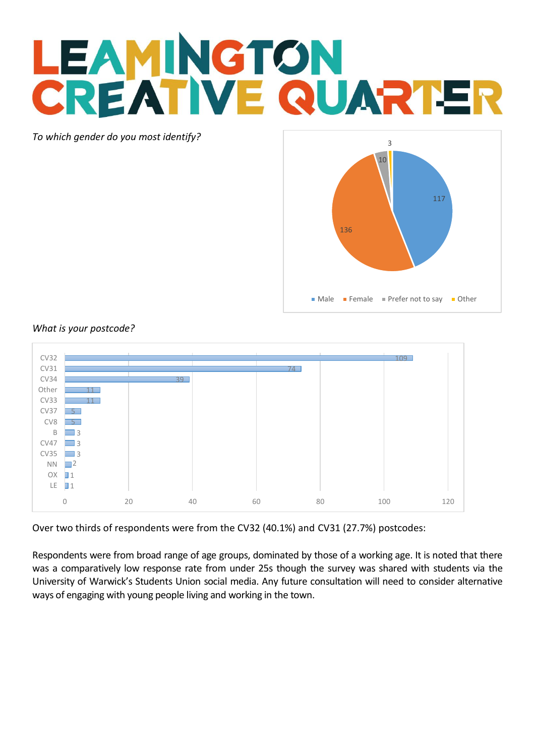# LEAMINGTON CREATIVE QUARTER

*To which gender do you most identify?*

3
10
117
136

Male Female Prefer not to say Other

*What is your postcode?*

CV32 109
CV31 74
CV34 39
Other 11
CV33 11
CV37 5
CV8 5
B 3
CV47 3
CV35 3
NN 2
OX 1
LE 1

0 20 40 60 80 100 120

Over two thirds of respondents were from the CV32 (40.1%) and CV31 (27.7%) postcodes:

Respondents were from broad range of age groups, dominated by those of a working age. It is noted that there was a comparatively low response rate from under 25s though the survey was shared with students via the University of Warwick's Students Union social media. Any future consultation will need to consider alternative ways of engaging with young people living and working in the town.